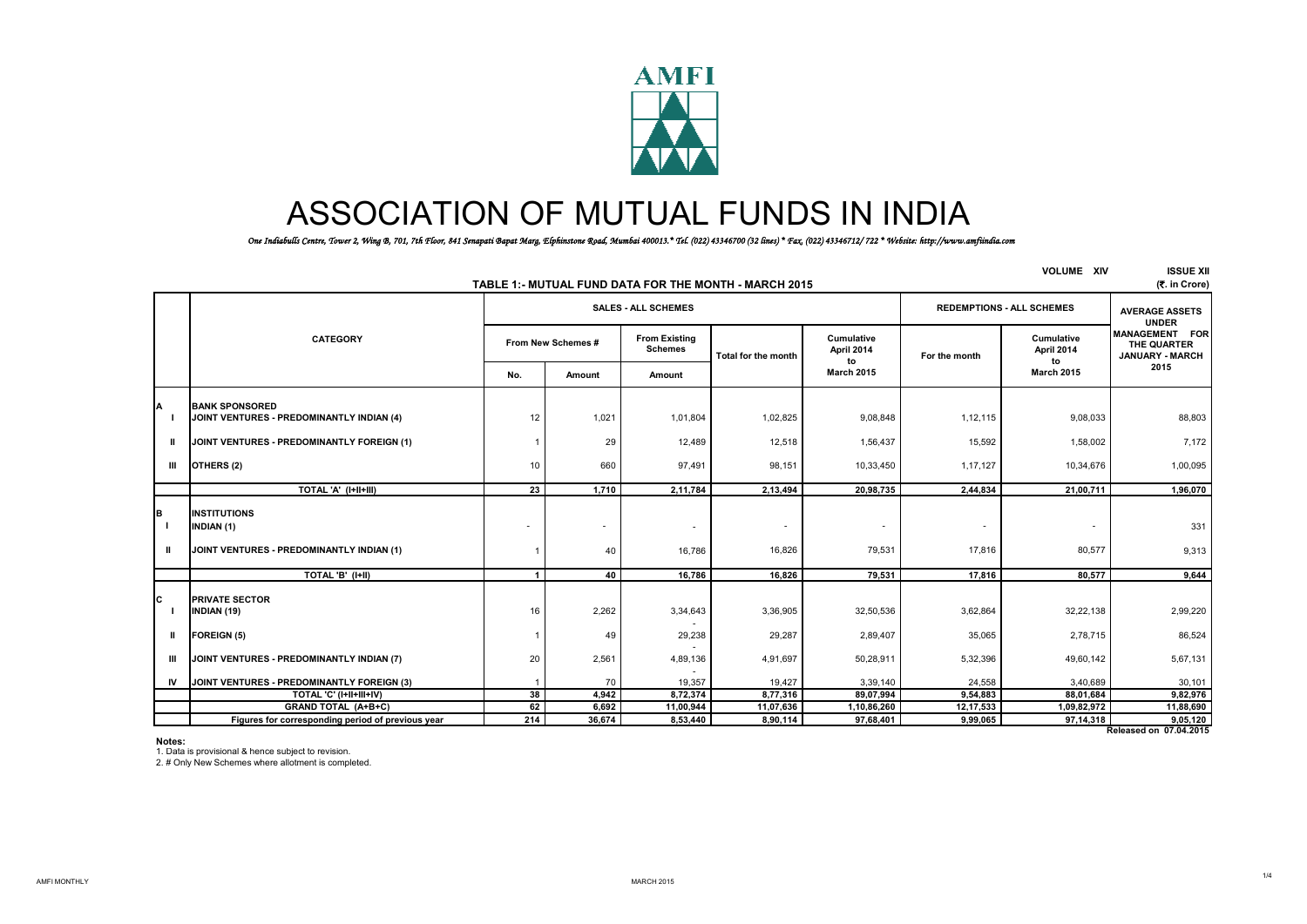AMFI

# ASSOCIATION OF MUTUAL FUNDS IN INDIA

*One Indiabulls Centre, Tower 2, Wing B, 701, 7th Floor, 841 Senapati Bapat Marg, Elphinstone Road, Mumbai 400013.* Tel. (022) 43346700 (32 lines) * Fax, (022) 43346712/ 722 * Website: http://www.amfiindia.com*

VOLUME XIV ISSUE XII

**TABLE 1:- MUTUAL FUND DATA FOR THE MONTH - MARCH 2015** (₹. in Crore)

| | CATEGORY | SALES - ALL SCHEMES | | | | | REDEMPTIONS - ALL SCHEMES | | AVERAGE ASSETS UNDER MANAGEMENT FOR THE QUARTER JANUARY - MARCH 2015 |
|---|---|---|---|---|---|---|---|---|---|
| | | From New Schemes # | | From Existing Schemes | Total for the month | Cumulative April 2014 to March 2015 | For the month | Cumulative April 2014 to March 2015 | |
| | | No. | Amount | Amount | | | | | |
| A | BANK SPONSORED | | | | | | | | |
| I | JOINT VENTURES - PREDOMINANTLY INDIAN (4) | 12 | 1,021 | 1,01,804 | 1,02,825 | 9,08,848 | 1,12,115 | 9,08,033 | 88,803 |
| II | JOINT VENTURES - PREDOMINANTLY FOREIGN (1) | 1 | 29 | 12,489 | 12,518 | 1,56,437 | 15,592 | 1,58,002 | 7,172 |
| III | OTHERS (2) | 10 | 660 | 97,491 | 98,151 | 10,33,450 | 1,17,127 | 10,34,676 | 1,00,095 |
| | TOTAL 'A' (I+II+III) | 23 | 1,710 | 2,11,784 | 2,13,494 | 20,98,735 | 2,44,834 | 21,00,711 | 1,96,070 |
| B | INSTITUTIONS | | | | | | | | |
| I | INDIAN (1) | - | - | - | - | - | - | - | 331 |
| II | JOINT VENTURES - PREDOMINANTLY INDIAN (1) | 1 | 40 | 16,786 | 16,826 | 79,531 | 17,816 | 80,577 | 9,313 |
| | TOTAL 'B' (I+II) | 1 | 40 | 16,786 | 16,826 | 79,531 | 17,816 | 80,577 | 9,644 |
| C | PRIVATE SECTOR | | | | | | | | |
| I | INDIAN (19) | 16 | 2,262 | 3,34,643 | 3,36,905 | 32,50,536 | 3,62,864 | 32,22,138 | 2,99,220 |
| II | FOREIGN (5) | 1 | 49 | 29,238 | 29,287 | 2,89,407 | 35,065 | 2,78,715 | 86,524 |
| III | JOINT VENTURES - PREDOMINANTLY INDIAN (7) | 20 | 2,561 | 4,89,136 | 4,91,697 | 50,28,911 | 5,32,396 | 49,60,142 | 5,67,131 |
| IV | JOINT VENTURES - PREDOMINANTLY FOREIGN (3) | 1 | 70 | 19,357 | 19,427 | 3,39,140 | 24,558 | 3,40,689 | 30,101 |
| | TOTAL 'C' (I+II+III+IV) | 38 | 4,942 | 8,72,374 | 8,77,316 | 89,07,994 | 9,54,883 | 88,01,684 | 9,82,976 |
| | GRAND TOTAL (A+B+C) | 62 | 6,692 | 11,00,944 | 11,07,636 | 1,10,86,260 | 12,17,533 | 1,09,82,972 | 11,88,690 |
| | Figures for corresponding period of previous year | 214 | 36,674 | 8,53,440 | 8,90,114 | 97,68,401 | 9,99,065 | 97,14,318 | 9,05,120 |

Released on 07.04.2015

**Notes:**

1. Data is provisional & hence subject to revision.
2. # Only New Schemes where allotment is completed.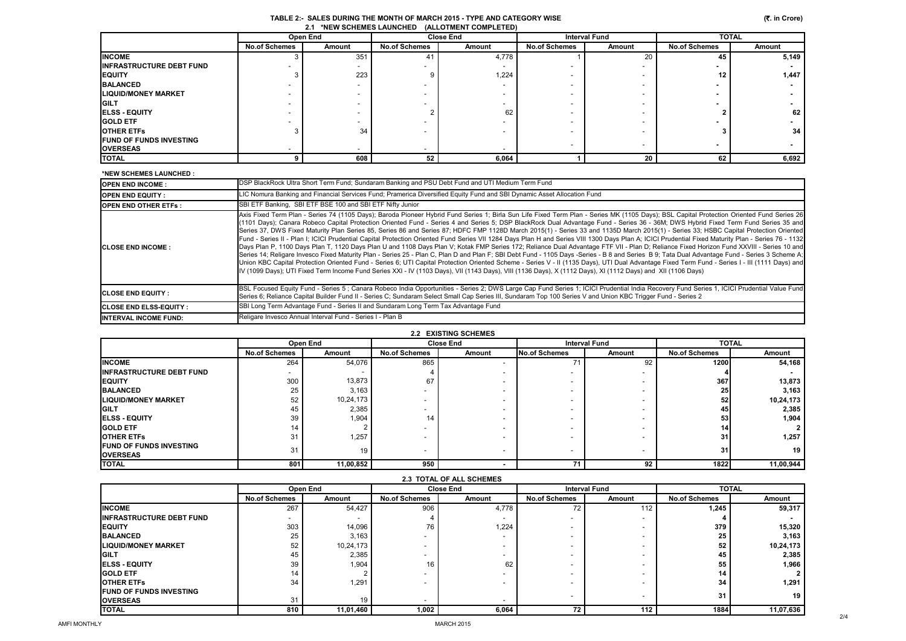## TABLE 2:- SALES DURING THE MONTH OF MARCH 2015 - TYPE AND CATEGORY WISE

(₹. in Crore)

### 2.1 *NEW SCHEMES LAUNCHED (ALLOTMENT COMPLETED)

| | Open End | | Close End | | Interval Fund | | TOTAL | |
|---|---|---|---|---|---|---|---|---|
| | No.of Schemes | Amount | No.of Schemes | Amount | No.of Schemes | Amount | No.of Schemes | Amount |
| **INCOME** | 3 | 351 | 41 | 4,778 | 1 | 20 | 45 | 5,149 |
| **INFRASTRUCTURE DEBT FUND** | - | - | - | - | - | - | - | - |
| **EQUITY** | 3 | 223 | 9 | 1,224 | - | - | 12 | 1,447 |
| **BALANCED** | - | - | - | - | - | - | - | - |
| **LIQUID/MONEY MARKET** | - | - | - | - | - | - | - | - |
| **GILT** | - | - | - | - | - | - | - | - |
| **ELSS - EQUITY** | - | - | 2 | 62 | - | - | 2 | 62 |
| **GOLD ETF** | - | - | - | - | - | - | - | - |
| **OTHER ETFs** | 3 | 34 | - | - | - | - | 3 | 34 |
| **FUND OF FUNDS INVESTING OVERSEAS** | - | - | - | - | - | - | - | - |
| **TOTAL** | 9 | 608 | 52 | 6,064 | 1 | 20 | 62 | 6,692 |

**\*NEW SCHEMES LAUNCHED :**

| | |
|---|---|
| **OPEN END INCOME :** | DSP BlackRock Ultra Short Term Fund; Sundaram Banking and PSU Debt Fund and UTI Medium Term Fund |
| **OPEN END EQUITY :** | LIC Nomura Banking and Financial Services Fund; Pramerica Diversified Equity Fund and SBI Dynamic Asset Allocation Fund |
| **OPEN END OTHER ETFs :** | SBI ETF Banking, SBI ETF BSE 100 and SBI ETF Nifty Junior |
| **CLOSE END INCOME :** | Axis Fixed Term Plan - Series 74 (1105 Days); Baroda Pioneer Hybrid Fund Series 1; Birla Sun Life Fixed Term Plan - Series MK (1105 Days); BSL Capital Protection Oriented Fund Series 26 (1101 Days); Canara Robeco Capital Protection Oriented Fund - Series 4 and Series 5; DSP BlackRock Dual Advantage Fund - Series 36 - 36M; DWS Hybrid Fixed Term Fund Series 35 and Series 37, DWS Fixed Maturity Plan Series 85, Series 86 and Series 87; HDFC FMP 1128D March 2015(1) - Series 33 and 1135D March 2015(1) - Series 33; HSBC Capital Protection Oriented Fund - Series II - Plan I; ICICI Prudential Capital Protection Oriented Fund Series VII 1284 Days Plan H and Series VIII 1300 Days Plan A; ICICI Prudential Fixed Maturity Plan - Series 76 - 1132 Days Plan P, 1100 Days Plan T, 1120 Days Plan U and 1108 Days Plan V; Kotak FMP Series 172; Reliance Dual Advantage FTF VII - Plan D; Reliance Fixed Horizon Fund XXVIII - Series 10 and Series 14; Religare Invesco Fixed Maturity Plan - Series 25 - Plan C, Plan D and Plan F; SBI Debt Fund - 1105 Days -Series - B 8 and Series B 9; Tata Dual Advantage Fund - Series 3 Scheme A; Union KBC Capital Protection Oriented Fund - Series 6; UTI Capital Protection Oriented Scheme - Series V - II (1135 Days), UTI Dual Advantage Fixed Term Fund - Series I - III (1111 Days) and IV (1099 Days); UTI Fixed Term Income Fund Series XXI - IV (1103 Days), VII (1143 Days), VIII (1136 Days), X (1112 Days), XI (1112 Days) and XII (1106 Days) |
| **CLOSE END EQUITY :** | BSL Focused Equity Fund - Series 5 ; Canara Robeco India Opportunities - Series 2; DWS Large Cap Fund Series 1; ICICI Prudential India Recovery Fund Series 1, ICICI Prudential Value Fund Series 6; Reliance Capital Builder Fund II - Series C; Sundaram Select Small Cap Series III, Sundaram Top 100 Series V and Union KBC Trigger Fund - Series 2 |
| **CLOSE END ELSS-EQUITY :** | SBI Long Term Advantage Fund - Series II and Sundaram Long Term Tax Advantage Fund |
| **INTERVAL INCOME FUND:** | Religare Invesco Annual Interval Fund - Series I - Plan B |

### 2.2 EXISTING SCHEMES

| | Open End | | Close End | | Interval Fund | | TOTAL | |
|---|---|---|---|---|---|---|---|---|
| | No.of Schemes | Amount | No.of Schemes | Amount | No.of Schemes | Amount | No.of Schemes | Amount |
| **INCOME** | 264 | 54,076 | 865 | - | 71 | 92 | 1200 | 54,168 |
| **INFRASTRUCTURE DEBT FUND** | - | - | 4 | - | - | - | 4 | - |
| **EQUITY** | 300 | 13,873 | 67 | - | - | - | 367 | 13,873 |
| **BALANCED** | 25 | 3,163 | - | - | - | - | 25 | 3,163 |
| **LIQUID/MONEY MARKET** | 52 | 10,24,173 | - | - | - | - | 52 | 10,24,173 |
| **GILT** | 45 | 2,385 | - | - | - | - | 45 | 2,385 |
| **ELSS - EQUITY** | 39 | 1,904 | 14 | - | - | - | 53 | 1,904 |
| **GOLD ETF** | 14 | 2 | - | - | - | - | 14 | 2 |
| **OTHER ETFs** | 31 | 1,257 | - | - | - | - | 31 | 1,257 |
| **FUND OF FUNDS INVESTING OVERSEAS** | 31 | 19 | - | - | - | - | 31 | 19 |
| **TOTAL** | 801 | 11,00,852 | 950 | - | 71 | 92 | 1822 | 11,00,944 |

### 2.3 TOTAL OF ALL SCHEMES

| | Open End | | Close End | | Interval Fund | | TOTAL | |
|---|---|---|---|---|---|---|---|---|
| | No.of Schemes | Amount | No.of Schemes | Amount | No.of Schemes | Amount | No.of Schemes | Amount |
| **INCOME** | 267 | 54,427 | 906 | 4,778 | 72 | 112 | 1,245 | 59,317 |
| **INFRASTRUCTURE DEBT FUND** | - | - | 4 | - | - | - | 4 | - |
| **EQUITY** | 303 | 14,096 | 76 | 1,224 | - | - | 379 | 15,320 |
| **BALANCED** | 25 | 3,163 | - | - | - | - | 25 | 3,163 |
| **LIQUID/MONEY MARKET** | 52 | 10,24,173 | - | - | - | - | 52 | 10,24,173 |
| **GILT** | 45 | 2,385 | - | - | - | - | 45 | 2,385 |
| **ELSS - EQUITY** | 39 | 1,904 | 16 | 62 | - | - | 55 | 1,966 |
| **GOLD ETF** | 14 | 2 | - | - | - | - | 14 | 2 |
| **OTHER ETFs** | 34 | 1,291 | - | - | - | - | 34 | 1,291 |
| **FUND OF FUNDS INVESTING OVERSEAS** | 31 | 19 | - | - | - | - | 31 | 19 |
| **TOTAL** | 810 | 11,01,460 | 1,002 | 6,064 | 72 | 112 | 1884 | 11,07,636 |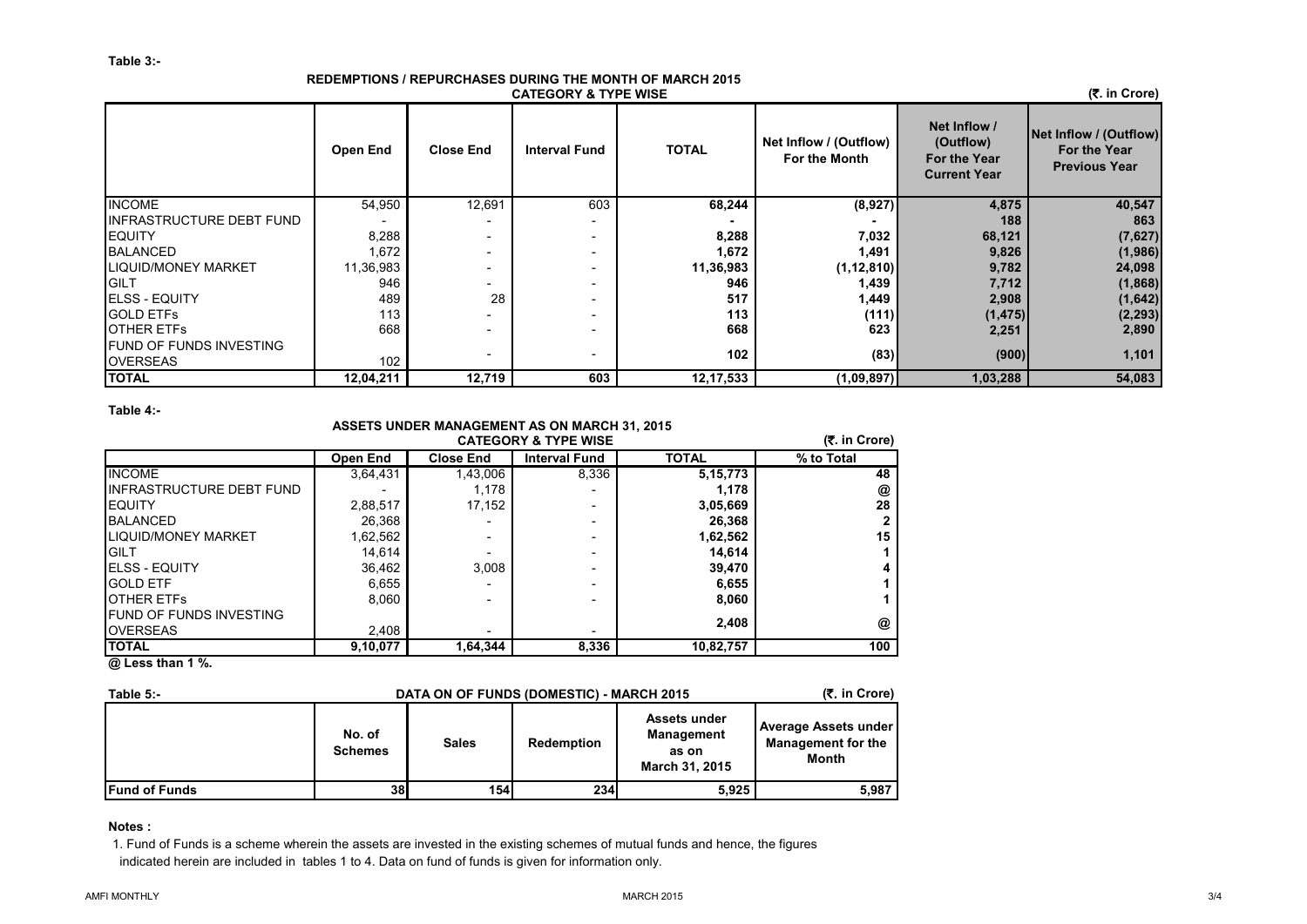**Table 3:-**

**REDEMPTIONS / REPURCHASES DURING THE MONTH OF MARCH 2015**

**CATEGORY & TYPE WISE**

**(₹. in Crore)**

| | Open End | Close End | Interval Fund | TOTAL | Net Inflow / (Outflow) For the Month | Net Inflow / (Outflow) For the Year Current Year | Net Inflow / (Outflow) For the Year Previous Year |
|---|---|---|---|---|---|---|---|
| INCOME | 54,950 | 12,691 | 603 | **68,244** | **(8,927)** | **4,875** | **40,547** |
| INFRASTRUCTURE DEBT FUND | - | - | - | **-** | **-** | **188** | **863** |
| EQUITY | 8,288 | - | - | **8,288** | **7,032** | **68,121** | **(7,627)** |
| BALANCED | 1,672 | - | - | **1,672** | **1,491** | **9,826** | **(1,986)** |
| LIQUID/MONEY MARKET | 11,36,983 | - | - | **11,36,983** | **(1,12,810)** | **9,782** | **24,098** |
| GILT | 946 | - | - | **946** | **1,439** | **7,712** | **(1,868)** |
| ELSS - EQUITY | 489 | 28 | - | **517** | **1,449** | **2,908** | **(1,642)** |
| GOLD ETFs | 113 | - | - | **113** | **(111)** | **(1,475)** | **(2,293)** |
| OTHER ETFs | 668 | - | - | **668** | **623** | **2,251** | **2,890** |
| FUND OF FUNDS INVESTING OVERSEAS | 102 | - | - | **102** | **(83)** | **(900)** | **1,101** |
| **TOTAL** | **12,04,211** | **12,719** | **603** | **12,17,533** | **(1,09,897)** | **1,03,288** | **54,083** |

**Table 4:-**

**ASSETS UNDER MANAGEMENT AS ON MARCH 31, 2015**

**CATEGORY & TYPE WISE**

**(₹. in Crore)**

| | Open End | Close End | Interval Fund | TOTAL | % to Total |
|---|---|---|---|---|---|
| INCOME | 3,64,431 | 1,43,006 | 8,336 | **5,15,773** | **48** |
| INFRASTRUCTURE DEBT FUND | - | 1,178 | - | **1,178** | **@** |
| EQUITY | 2,88,517 | 17,152 | - | **3,05,669** | **28** |
| BALANCED | 26,368 | - | - | **26,368** | **2** |
| LIQUID/MONEY MARKET | 1,62,562 | - | - | **1,62,562** | **15** |
| GILT | 14,614 | - | - | **14,614** | **1** |
| ELSS - EQUITY | 36,462 | 3,008 | - | **39,470** | **4** |
| GOLD ETF | 6,655 | - | - | **6,655** | **1** |
| OTHER ETFs | 8,060 | - | - | **8,060** | **1** |
| FUND OF FUNDS INVESTING OVERSEAS | 2,408 | - | - | **2,408** | **@** |
| **TOTAL** | **9,10,077** | **1,64,344** | **8,336** | **10,82,757** | **100** |

**@ Less than 1 %.**

**Table 5:-**

**DATA ON OF FUNDS (DOMESTIC) - MARCH 2015**

**(₹. in Crore)**

| | No. of Schemes | Sales | Redemption | Assets under Management as on March 31, 2015 | Average Assets under Management for the Month |
|---|---|---|---|---|---|
| **Fund of Funds** | **38** | **154** | **234** | **5,925** | **5,987** |

**Notes :**

1. Fund of Funds is a scheme wherein the assets are invested in the existing schemes of mutual funds and hence, the figures indicated herein are included in tables 1 to 4. Data on fund of funds is given for information only.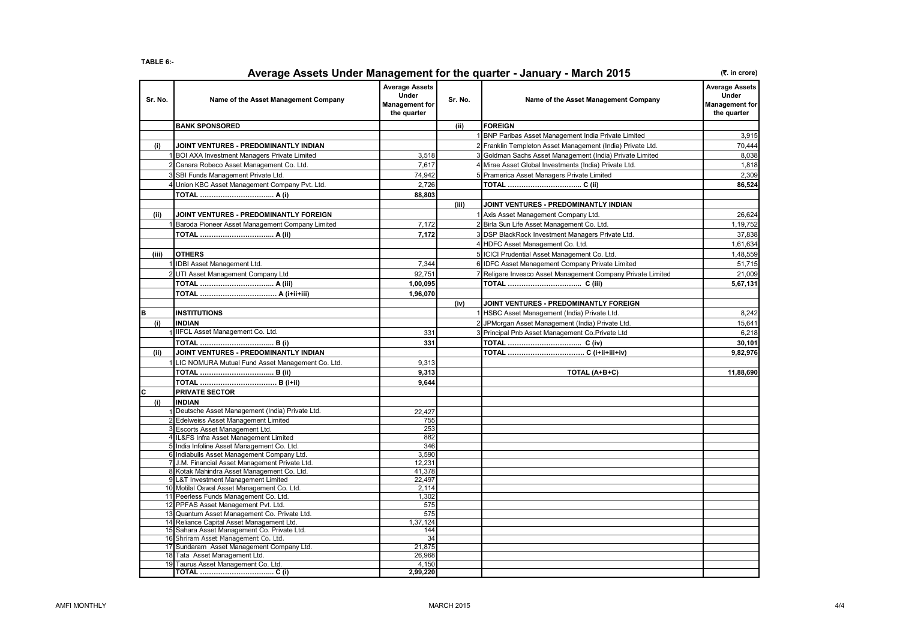**TABLE 6:-**

# Average Assets Under Management for the quarter - January - March 2015

(₹. in crore)

| Sr. No. | Name of the Asset Management Company | Average Assets Under Management for the quarter | Sr. No. | Name of the Asset Management Company | Average Assets Under Management for the quarter |
|---|---|---|---|---|---|
| | **BANK SPONSORED** | | (ii) | **FOREIGN** | |
| | | | 1 | BNP Paribas Asset Management India Private Limited | 3,915 |
| (i) | **JOINT VENTURES - PREDOMINANTLY INDIAN** | | 2 | Franklin Templeton Asset Management (India) Private Ltd. | 70,444 |
| 1 | BOI AXA Investment Managers Private Limited | 3,518 | 3 | Goldman Sachs Asset Management (India) Private Limited | 8,038 |
| 2 | Canara Robeco Asset Management Co. Ltd. | 7,617 | 4 | Mirae Asset Global Investments (India) Private Ltd. | 1,818 |
| 3 | SBI Funds Management Private Ltd. | 74,942 | 5 | Pramerica Asset Managers Private Limited | 2,309 |
| 4 | Union KBC Asset Management Company Pvt. Ltd. | 2,726 | | **TOTAL ………………………….. C (ii)** | **86,524** |
| | **TOTAL ………………………….. A (i)** | **88,803** | | | |
| | | | (iii) | **JOINT VENTURES - PREDOMINANTLY INDIAN** | |
| (ii) | **JOINT VENTURES - PREDOMINANTLY FOREIGN** | | 1 | Axis Asset Management Company Ltd. | 26,624 |
| 1 | Baroda Pioneer Asset Management Company Limited | 7,172 | 2 | Birla Sun Life Asset Management Co. Ltd. | 1,19,752 |
| | **TOTAL ………………………….. A (ii)** | **7,172** | 3 | DSP BlackRock Investment Managers Private Ltd. | 37,838 |
| | | | 4 | HDFC Asset Management Co. Ltd. | 1,61,634 |
| (iii) | **OTHERS** | | 5 | ICICI Prudential Asset Management Co. Ltd. | 1,48,559 |
| 1 | IDBI Asset Management Ltd. | 7,344 | 6 | IDFC Asset Management Company Private Limited | 51,715 |
| 2 | UTI Asset Management Company Ltd | 92,751 | 7 | Religare Invesco Asset Management Company Private Limited | 21,009 |
| | **TOTAL ………………………….. A (iii)** | **1,00,095** | | **TOTAL ………………………….. C (iii)** | **5,67,131** |
| | **TOTAL ……………………………. A (i+ii+iii)** | **1,96,070** | | | |
| | | | (iv) | **JOINT VENTURES - PREDOMINANTLY FOREIGN** | |
| **B** | **INSTITUTIONS** | | 1 | HSBC Asset Management (India) Private Ltd. | 8,242 |
| (i) | **INDIAN** | | 2 | JPMorgan Asset Management (India) Private Ltd. | 15,641 |
| 1 | IIFCL Asset Management Co. Ltd. | 331 | 3 | Principal Pnb Asset Management Co.Private Ltd | 6,218 |
| | **TOTAL ………………………….. B (i)** | **331** | | **TOTAL ………………………….. C (iv)** | **30,101** |
| (ii) | **JOINT VENTURES - PREDOMINANTLY INDIAN** | | | **TOTAL ……………………………. C (i+ii+iii+iv)** | **9,82,976** |
| 1 | LIC NOMURA Mutual Fund Asset Management Co. Ltd. | 9,313 | | | |
| | **TOTAL ………………………….. B (ii)** | **9,313** | | **TOTAL (A+B+C)** | **11,88,690** |
| | **TOTAL ……………………………. B (i+ii)** | **9,644** | | | |
| **C** | **PRIVATE SECTOR** | | | | |
| (i) | **INDIAN** | | | | |
| 1 | Deutsche Asset Management (India) Private Ltd. | 22,427 | | | |
| 2 | Edelweiss Asset Management Limited | 755 | | | |
| 3 | Escorts Asset Management Ltd. | 253 | | | |
| 4 | IL&FS Infra Asset Management Limited | 882 | | | |
| 5 | India Infoline Asset Management Co. Ltd. | 346 | | | |
| 6 | Indiabulls Asset Management Company Ltd. | 3,590 | | | |
| 7 | J.M. Financial Asset Management Private Ltd. | 12,231 | | | |
| 8 | Kotak Mahindra Asset Management Co. Ltd. | 41,378 | | | |
| 9 | L&T Investment Management Limited | 22,497 | | | |
| 10 | Motilal Oswal Asset Management Co. Ltd. | 2,114 | | | |
| 11 | Peerless Funds Management Co. Ltd. | 1,302 | | | |
| 12 | PPFAS Asset Management Pvt. Ltd. | 575 | | | |
| 13 | Quantum Asset Management Co. Private Ltd. | 575 | | | |
| 14 | Reliance Capital Asset Management Ltd. | 1,37,124 | | | |
| 15 | Sahara Asset Management Co. Private Ltd. | 144 | | | |
| 16 | Shriram Asset Management Co. Ltd. | 34 | | | |
| 17 | Sundaram Asset Management Company Ltd. | 21,875 | | | |
| 18 | Tata Asset Management Ltd. | 26,968 | | | |
| 19 | Taurus Asset Management Co. Ltd. | 4,150 | | | |
| | **TOTAL ………………………….. C (i)** | **2,99,220** | | | |